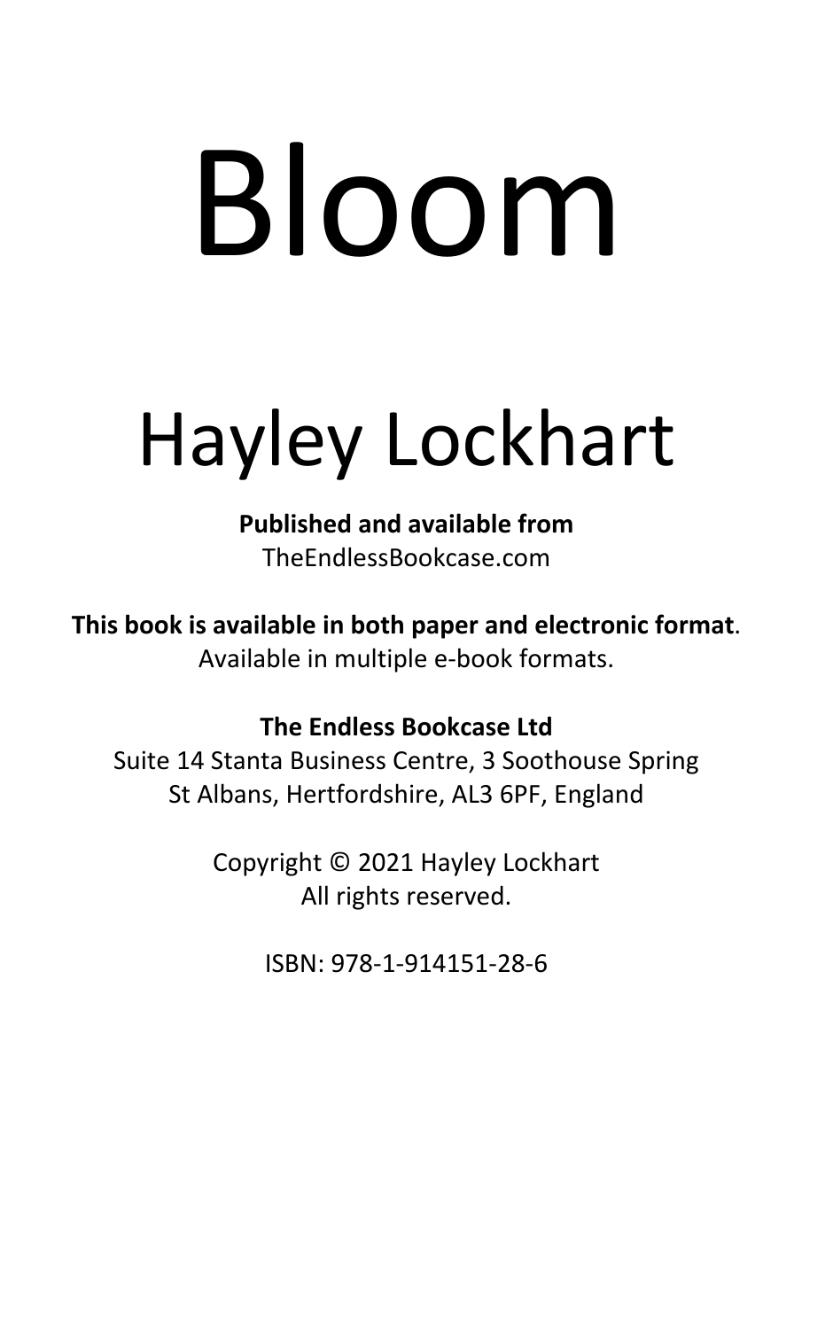# Bloom

## Hayley Lockhart

**Published and available from**
TheEndlessBookcase.com

**This book is available in both paper and electronic format**.
Available in multiple e-book formats.

**The Endless Bookcase Ltd**
Suite 14 Stanta Business Centre, 3 Soothouse Spring
St Albans, Hertfordshire, AL3 6PF, England

Copyright © 2021 Hayley Lockhart
All rights reserved.

ISBN: 978-1-914151-28-6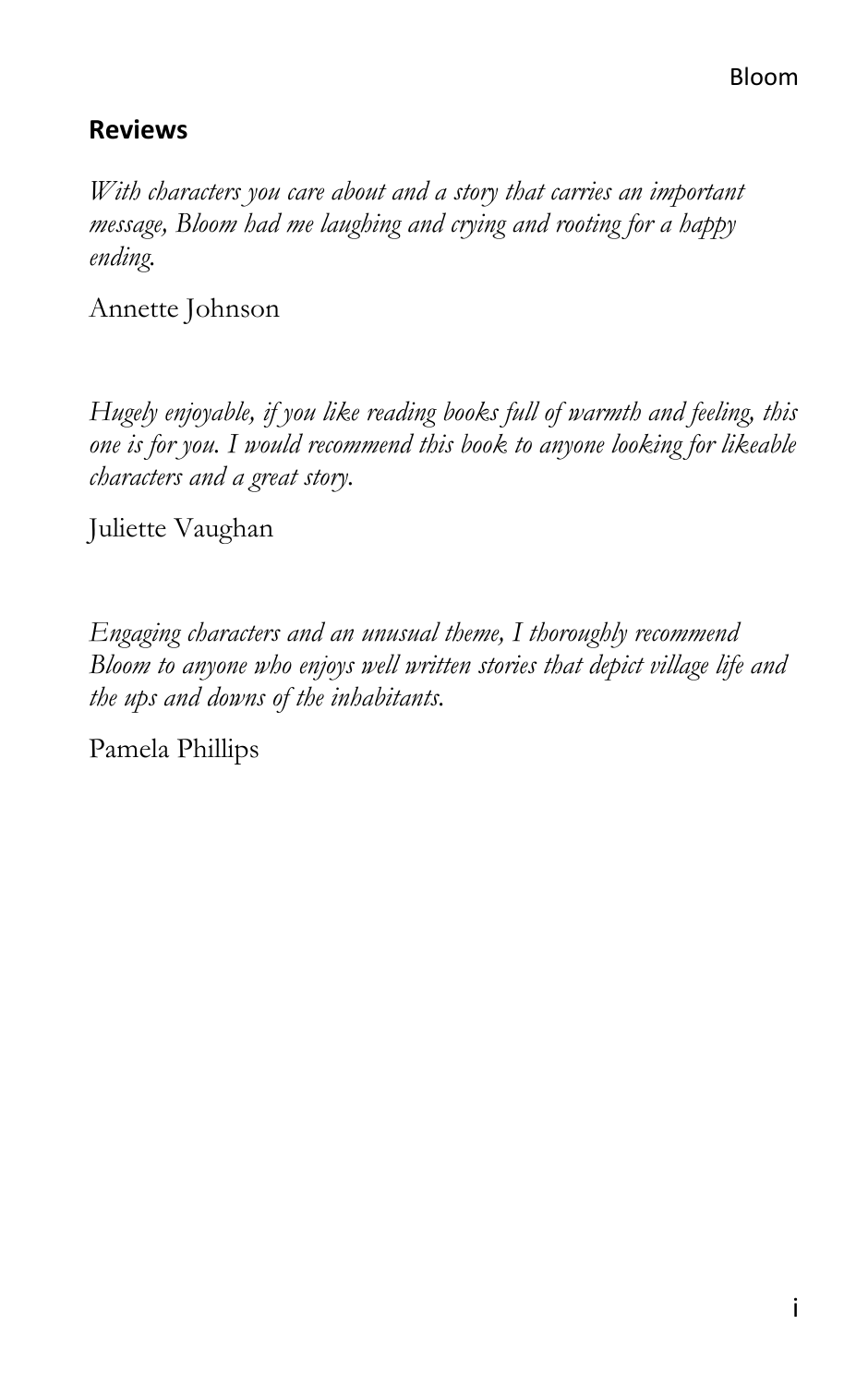## Reviews

*With characters you care about and a story that carries an important message, Bloom had me laughing and crying and rooting for a happy ending.*

Annette Johnson

*Hugely enjoyable, if you like reading books full of warmth and feeling, this one is for you. I would recommend this book to anyone looking for likeable characters and a great story.*

Juliette Vaughan

*Engaging characters and an unusual theme, I thoroughly recommend Bloom to anyone who enjoys well written stories that depict village life and the ups and downs of the inhabitants.*

Pamela Phillips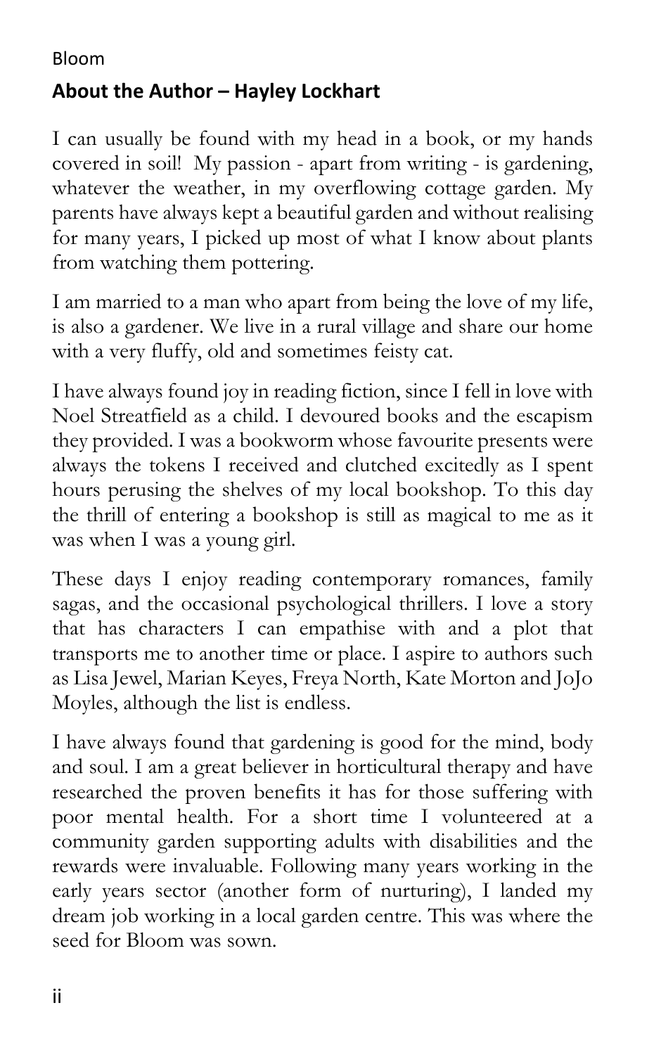## About the Author – Hayley Lockhart

I can usually be found with my head in a book, or my hands covered in soil! My passion - apart from writing - is gardening, whatever the weather, in my overflowing cottage garden. My parents have always kept a beautiful garden and without realising for many years, I picked up most of what I know about plants from watching them pottering.

I am married to a man who apart from being the love of my life, is also a gardener. We live in a rural village and share our home with a very fluffy, old and sometimes feisty cat.

I have always found joy in reading fiction, since I fell in love with Noel Streatfield as a child. I devoured books and the escapism they provided. I was a bookworm whose favourite presents were always the tokens I received and clutched excitedly as I spent hours perusing the shelves of my local bookshop. To this day the thrill of entering a bookshop is still as magical to me as it was when I was a young girl.

These days I enjoy reading contemporary romances, family sagas, and the occasional psychological thrillers. I love a story that has characters I can empathise with and a plot that transports me to another time or place. I aspire to authors such as Lisa Jewel, Marian Keyes, Freya North, Kate Morton and JoJo Moyles, although the list is endless.

I have always found that gardening is good for the mind, body and soul. I am a great believer in horticultural therapy and have researched the proven benefits it has for those suffering with poor mental health. For a short time I volunteered at a community garden supporting adults with disabilities and the rewards were invaluable. Following many years working in the early years sector (another form of nurturing), I landed my dream job working in a local garden centre. This was where the seed for Bloom was sown.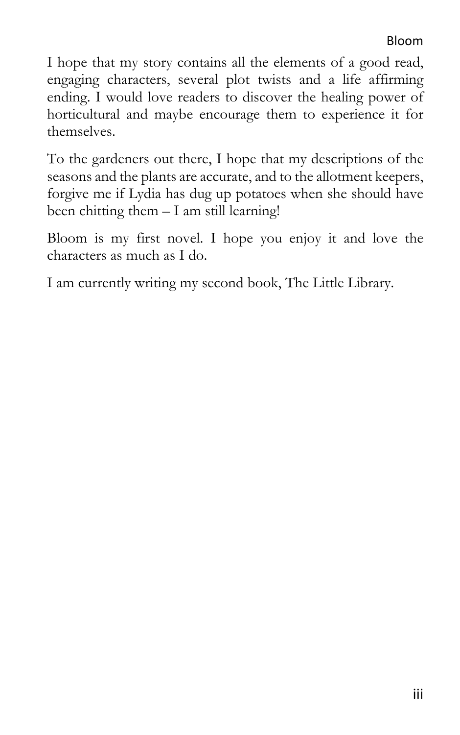I hope that my story contains all the elements of a good read, engaging characters, several plot twists and a life affirming ending. I would love readers to discover the healing power of horticultural and maybe encourage them to experience it for themselves.

To the gardeners out there, I hope that my descriptions of the seasons and the plants are accurate, and to the allotment keepers, forgive me if Lydia has dug up potatoes when she should have been chitting them – I am still learning!

Bloom is my first novel. I hope you enjoy it and love the characters as much as I do.

I am currently writing my second book, The Little Library.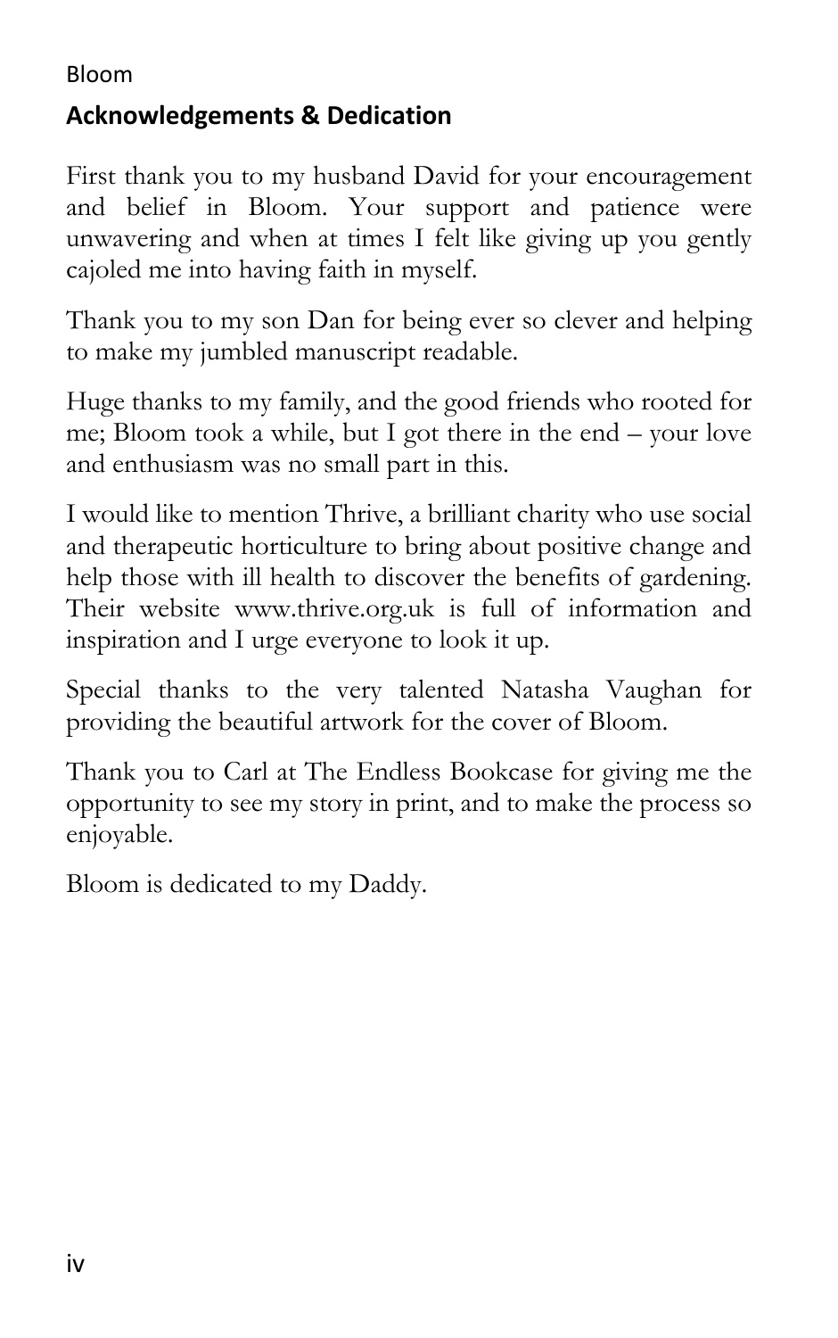## Acknowledgements & Dedication

First thank you to my husband David for your encouragement and belief in Bloom. Your support and patience were unwavering and when at times I felt like giving up you gently cajoled me into having faith in myself.

Thank you to my son Dan for being ever so clever and helping to make my jumbled manuscript readable.

Huge thanks to my family, and the good friends who rooted for me; Bloom took a while, but I got there in the end – your love and enthusiasm was no small part in this.

I would like to mention Thrive, a brilliant charity who use social and therapeutic horticulture to bring about positive change and help those with ill health to discover the benefits of gardening. Their website www.thrive.org.uk is full of information and inspiration and I urge everyone to look it up.

Special thanks to the very talented Natasha Vaughan for providing the beautiful artwork for the cover of Bloom.

Thank you to Carl at The Endless Bookcase for giving me the opportunity to see my story in print, and to make the process so enjoyable.

Bloom is dedicated to my Daddy.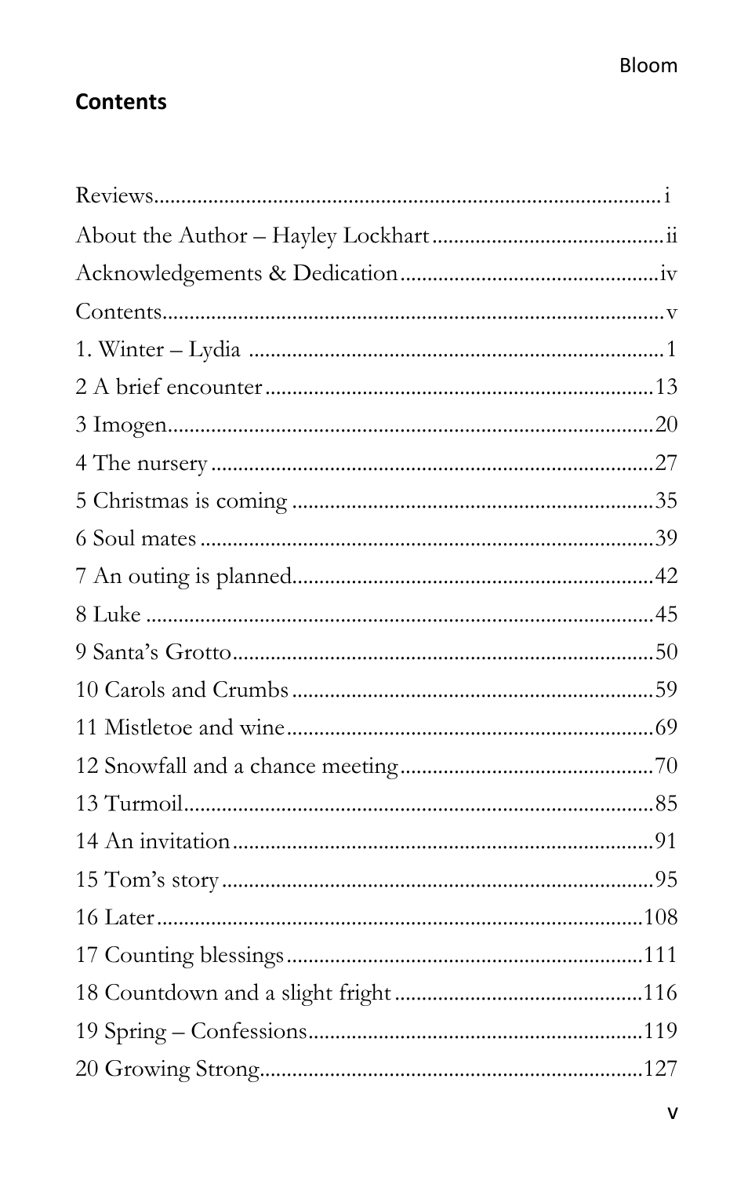## Contents

Reviews ........ i
About the Author – Hayley Lockhart ........ ii
Acknowledgements & Dedication ........ iv
Contents ........ v
1. Winter – Lydia ........ 1
2 A brief encounter ........ 13
3 Imogen ........ 20
4 The nursery ........ 27
5 Christmas is coming ........ 35
6 Soul mates ........ 39
7 An outing is planned ........ 42
8 Luke ........ 45
9 Santa's Grotto ........ 50
10 Carols and Crumbs ........ 59
11 Mistletoe and wine ........ 69
12 Snowfall and a chance meeting ........ 70
13 Turmoil ........ 85
14 An invitation ........ 91
15 Tom's story ........ 95
16 Later ........ 108
17 Counting blessings ........ 111
18 Countdown and a slight fright ........ 116
19 Spring – Confessions ........ 119
20 Growing Strong ........ 127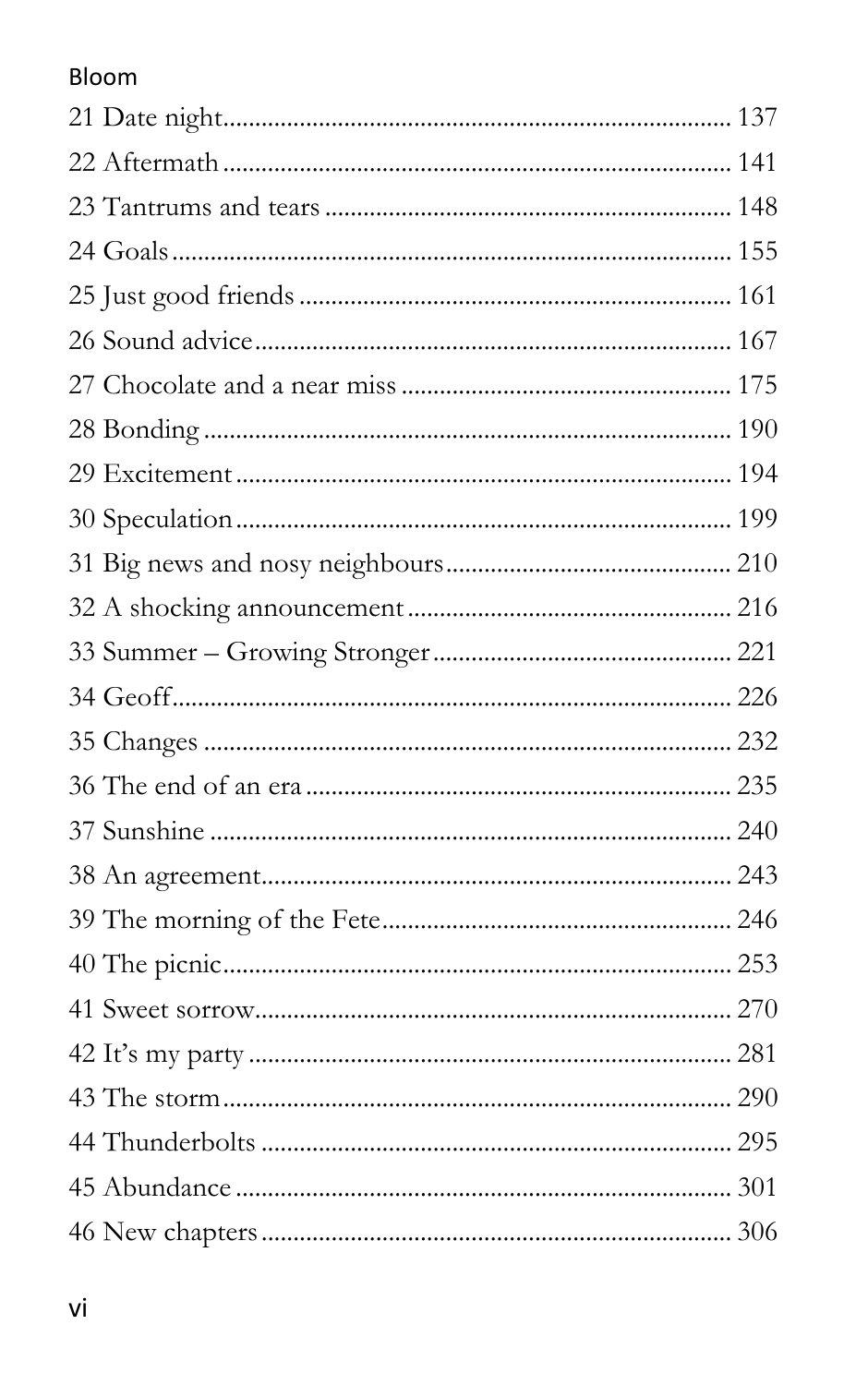21 Date night ........................................................................ 137

22 Aftermath ........................................................................ 141

23 Tantrums and tears ........................................................ 148

24 Goals ................................................................................ 155

25 Just good friends ............................................................ 161

26 Sound advice ................................................................... 167

27 Chocolate and a near miss ............................................ 175

28 Bonding ........................................................................... 190

29 Excitement ...................................................................... 194

30 Speculation ...................................................................... 199

31 Big news and nosy neighbours ...................................... 210

32 A shocking announcement ............................................ 216

33 Summer – Growing Stronger ........................................ 221

34 Geoff ................................................................................ 226

35 Changes ........................................................................... 232

36 The end of an era ........................................................... 235

37 Sunshine .......................................................................... 240

38 An agreement .................................................................. 243

39 The morning of the Fete ................................................ 246

40 The picnic ........................................................................ 253

41 Sweet sorrow ................................................................... 270

42 It's my party .................................................................... 281

43 The storm ........................................................................ 290

44 Thunderbolts ................................................................... 295

45 Abundance ...................................................................... 301

46 New chapters .................................................................. 306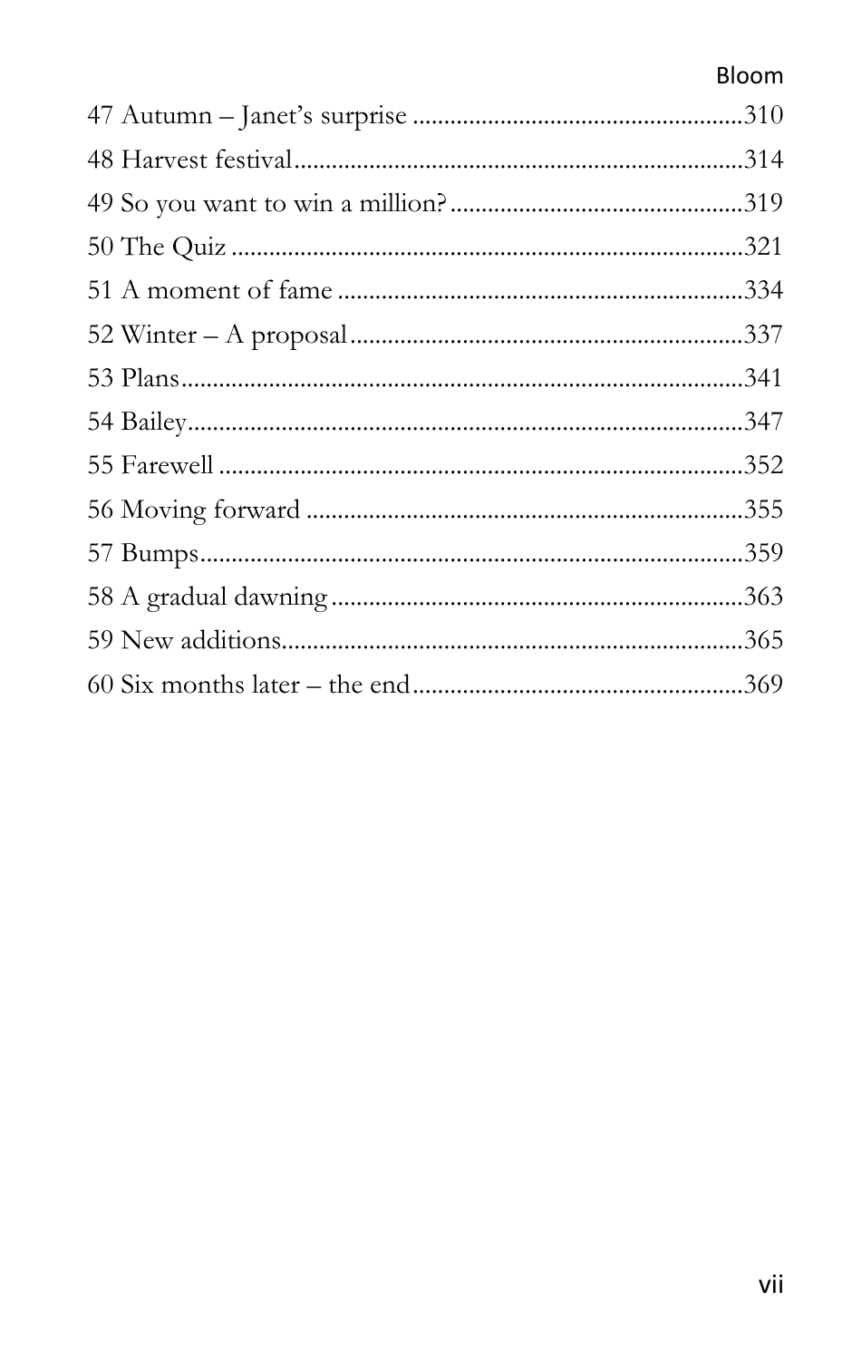47 Autumn – Janet's surprise ....................................................310
48 Harvest festival.......................................................................314
49 So you want to win a million? ..............................................319
50 The Quiz ..................................................................................321
51 A moment of fame ................................................................334
52 Winter – A proposal..............................................................337
53 Plans.........................................................................................341
54 Bailey........................................................................................347
55 Farewell ...................................................................................352
56 Moving forward .....................................................................355
57 Bumps......................................................................................359
58 A gradual dawning .................................................................363
59 New additions.........................................................................365
60 Six months later – the end....................................................369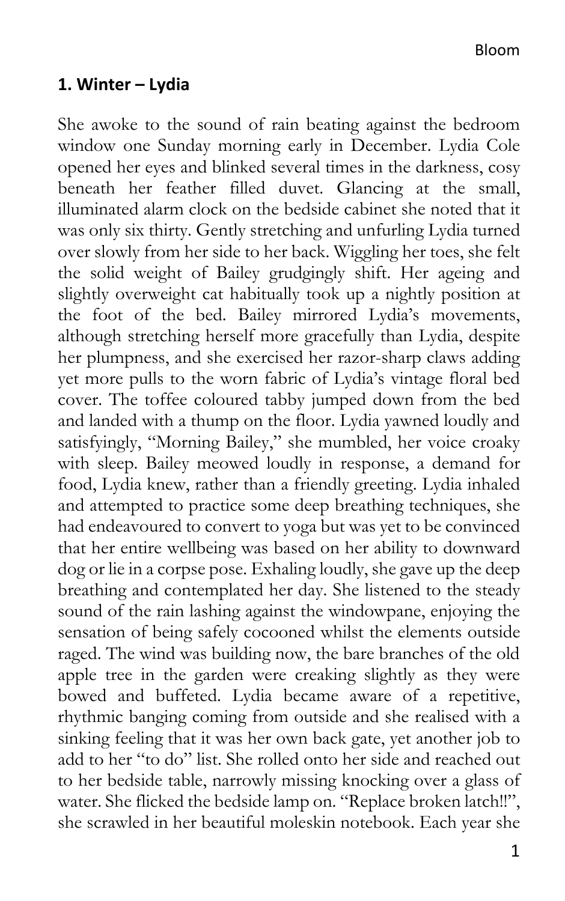## 1. Winter – Lydia

She awoke to the sound of rain beating against the bedroom window one Sunday morning early in December. Lydia Cole opened her eyes and blinked several times in the darkness, cosy beneath her feather filled duvet. Glancing at the small, illuminated alarm clock on the bedside cabinet she noted that it was only six thirty. Gently stretching and unfurling Lydia turned over slowly from her side to her back. Wiggling her toes, she felt the solid weight of Bailey grudgingly shift. Her ageing and slightly overweight cat habitually took up a nightly position at the foot of the bed. Bailey mirrored Lydia's movements, although stretching herself more gracefully than Lydia, despite her plumpness, and she exercised her razor-sharp claws adding yet more pulls to the worn fabric of Lydia's vintage floral bed cover. The toffee coloured tabby jumped down from the bed and landed with a thump on the floor. Lydia yawned loudly and satisfyingly, "Morning Bailey," she mumbled, her voice croaky with sleep. Bailey meowed loudly in response, a demand for food, Lydia knew, rather than a friendly greeting. Lydia inhaled and attempted to practice some deep breathing techniques, she had endeavoured to convert to yoga but was yet to be convinced that her entire wellbeing was based on her ability to downward dog or lie in a corpse pose. Exhaling loudly, she gave up the deep breathing and contemplated her day. She listened to the steady sound of the rain lashing against the windowpane, enjoying the sensation of being safely cocooned whilst the elements outside raged. The wind was building now, the bare branches of the old apple tree in the garden were creaking slightly as they were bowed and buffeted. Lydia became aware of a repetitive, rhythmic banging coming from outside and she realised with a sinking feeling that it was her own back gate, yet another job to add to her "to do" list. She rolled onto her side and reached out to her bedside table, narrowly missing knocking over a glass of water. She flicked the bedside lamp on. "Replace broken latch!!", she scrawled in her beautiful moleskin notebook. Each year she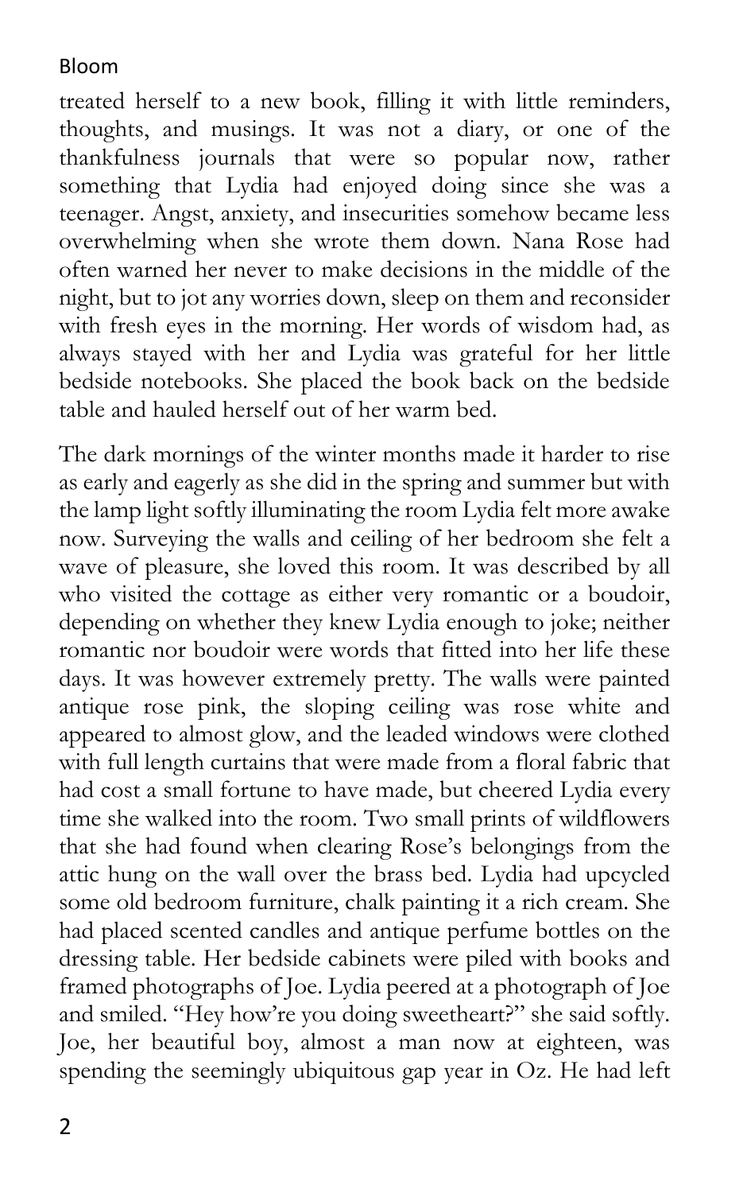treated herself to a new book, filling it with little reminders, thoughts, and musings. It was not a diary, or one of the thankfulness journals that were so popular now, rather something that Lydia had enjoyed doing since she was a teenager. Angst, anxiety, and insecurities somehow became less overwhelming when she wrote them down. Nana Rose had often warned her never to make decisions in the middle of the night, but to jot any worries down, sleep on them and reconsider with fresh eyes in the morning. Her words of wisdom had, as always stayed with her and Lydia was grateful for her little bedside notebooks. She placed the book back on the bedside table and hauled herself out of her warm bed.

The dark mornings of the winter months made it harder to rise as early and eagerly as she did in the spring and summer but with the lamp light softly illuminating the room Lydia felt more awake now. Surveying the walls and ceiling of her bedroom she felt a wave of pleasure, she loved this room. It was described by all who visited the cottage as either very romantic or a boudoir, depending on whether they knew Lydia enough to joke; neither romantic nor boudoir were words that fitted into her life these days. It was however extremely pretty. The walls were painted antique rose pink, the sloping ceiling was rose white and appeared to almost glow, and the leaded windows were clothed with full length curtains that were made from a floral fabric that had cost a small fortune to have made, but cheered Lydia every time she walked into the room. Two small prints of wildflowers that she had found when clearing Rose's belongings from the attic hung on the wall over the brass bed. Lydia had upcycled some old bedroom furniture, chalk painting it a rich cream. She had placed scented candles and antique perfume bottles on the dressing table. Her bedside cabinets were piled with books and framed photographs of Joe. Lydia peered at a photograph of Joe and smiled. "Hey how're you doing sweetheart?" she said softly. Joe, her beautiful boy, almost a man now at eighteen, was spending the seemingly ubiquitous gap year in Oz. He had left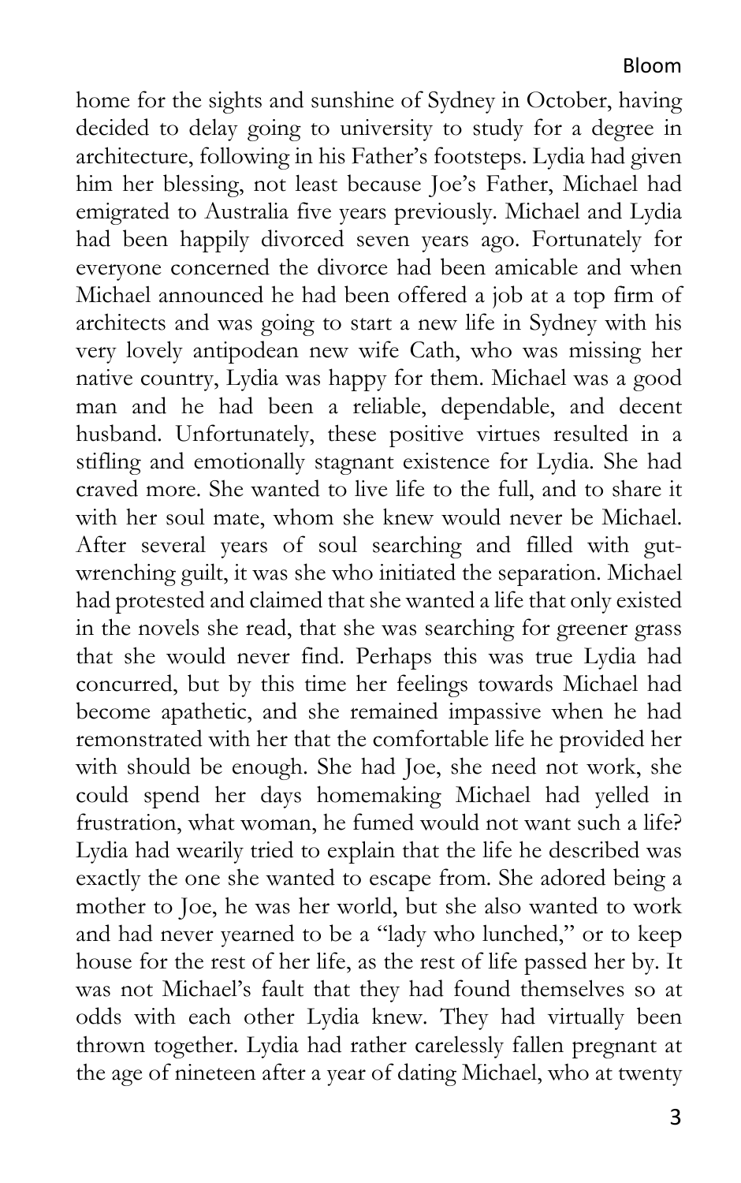home for the sights and sunshine of Sydney in October, having decided to delay going to university to study for a degree in architecture, following in his Father's footsteps. Lydia had given him her blessing, not least because Joe's Father, Michael had emigrated to Australia five years previously. Michael and Lydia had been happily divorced seven years ago. Fortunately for everyone concerned the divorce had been amicable and when Michael announced he had been offered a job at a top firm of architects and was going to start a new life in Sydney with his very lovely antipodean new wife Cath, who was missing her native country, Lydia was happy for them. Michael was a good man and he had been a reliable, dependable, and decent husband. Unfortunately, these positive virtues resulted in a stifling and emotionally stagnant existence for Lydia. She had craved more. She wanted to live life to the full, and to share it with her soul mate, whom she knew would never be Michael. After several years of soul searching and filled with gut-wrenching guilt, it was she who initiated the separation. Michael had protested and claimed that she wanted a life that only existed in the novels she read, that she was searching for greener grass that she would never find. Perhaps this was true Lydia had concurred, but by this time her feelings towards Michael had become apathetic, and she remained impassive when he had remonstrated with her that the comfortable life he provided her with should be enough. She had Joe, she need not work, she could spend her days homemaking Michael had yelled in frustration, what woman, he fumed would not want such a life? Lydia had wearily tried to explain that the life he described was exactly the one she wanted to escape from. She adored being a mother to Joe, he was her world, but she also wanted to work and had never yearned to be a "lady who lunched," or to keep house for the rest of her life, as the rest of life passed her by. It was not Michael's fault that they had found themselves so at odds with each other Lydia knew. They had virtually been thrown together. Lydia had rather carelessly fallen pregnant at the age of nineteen after a year of dating Michael, who at twenty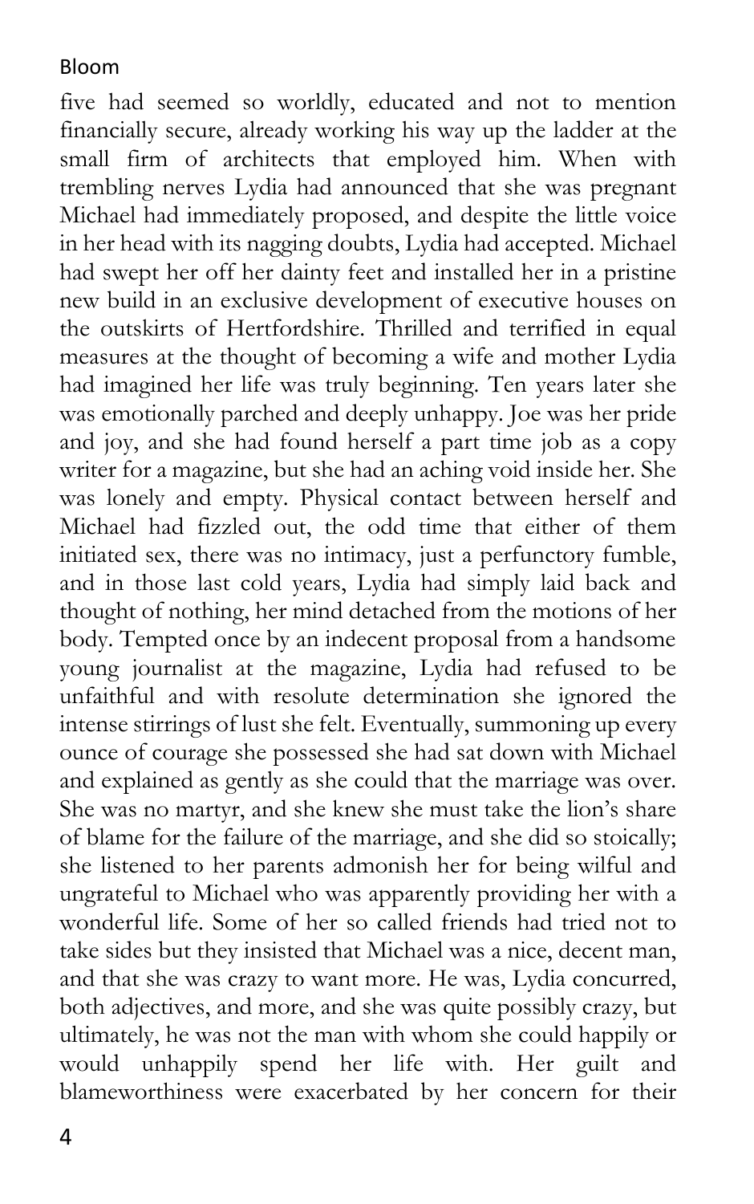five had seemed so worldly, educated and not to mention financially secure, already working his way up the ladder at the small firm of architects that employed him. When with trembling nerves Lydia had announced that she was pregnant Michael had immediately proposed, and despite the little voice in her head with its nagging doubts, Lydia had accepted. Michael had swept her off her dainty feet and installed her in a pristine new build in an exclusive development of executive houses on the outskirts of Hertfordshire. Thrilled and terrified in equal measures at the thought of becoming a wife and mother Lydia had imagined her life was truly beginning. Ten years later she was emotionally parched and deeply unhappy. Joe was her pride and joy, and she had found herself a part time job as a copy writer for a magazine, but she had an aching void inside her. She was lonely and empty. Physical contact between herself and Michael had fizzled out, the odd time that either of them initiated sex, there was no intimacy, just a perfunctory fumble, and in those last cold years, Lydia had simply laid back and thought of nothing, her mind detached from the motions of her body. Tempted once by an indecent proposal from a handsome young journalist at the magazine, Lydia had refused to be unfaithful and with resolute determination she ignored the intense stirrings of lust she felt. Eventually, summoning up every ounce of courage she possessed she had sat down with Michael and explained as gently as she could that the marriage was over. She was no martyr, and she knew she must take the lion's share of blame for the failure of the marriage, and she did so stoically; she listened to her parents admonish her for being wilful and ungrateful to Michael who was apparently providing her with a wonderful life. Some of her so called friends had tried not to take sides but they insisted that Michael was a nice, decent man, and that she was crazy to want more. He was, Lydia concurred, both adjectives, and more, and she was quite possibly crazy, but ultimately, he was not the man with whom she could happily or would unhappily spend her life with. Her guilt and blameworthiness were exacerbated by her concern for their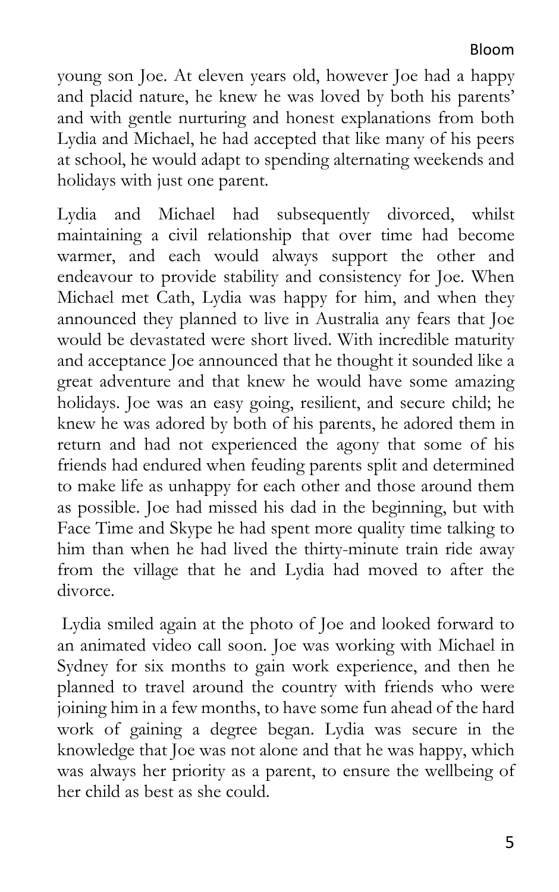young son Joe. At eleven years old, however Joe had a happy and placid nature, he knew he was loved by both his parents' and with gentle nurturing and honest explanations from both Lydia and Michael, he had accepted that like many of his peers at school, he would adapt to spending alternating weekends and holidays with just one parent.

Lydia and Michael had subsequently divorced, whilst maintaining a civil relationship that over time had become warmer, and each would always support the other and endeavour to provide stability and consistency for Joe. When Michael met Cath, Lydia was happy for him, and when they announced they planned to live in Australia any fears that Joe would be devastated were short lived. With incredible maturity and acceptance Joe announced that he thought it sounded like a great adventure and that knew he would have some amazing holidays. Joe was an easy going, resilient, and secure child; he knew he was adored by both of his parents, he adored them in return and had not experienced the agony that some of his friends had endured when feuding parents split and determined to make life as unhappy for each other and those around them as possible. Joe had missed his dad in the beginning, but with Face Time and Skype he had spent more quality time talking to him than when he had lived the thirty-minute train ride away from the village that he and Lydia had moved to after the divorce.

Lydia smiled again at the photo of Joe and looked forward to an animated video call soon. Joe was working with Michael in Sydney for six months to gain work experience, and then he planned to travel around the country with friends who were joining him in a few months, to have some fun ahead of the hard work of gaining a degree began. Lydia was secure in the knowledge that Joe was not alone and that he was happy, which was always her priority as a parent, to ensure the wellbeing of her child as best as she could.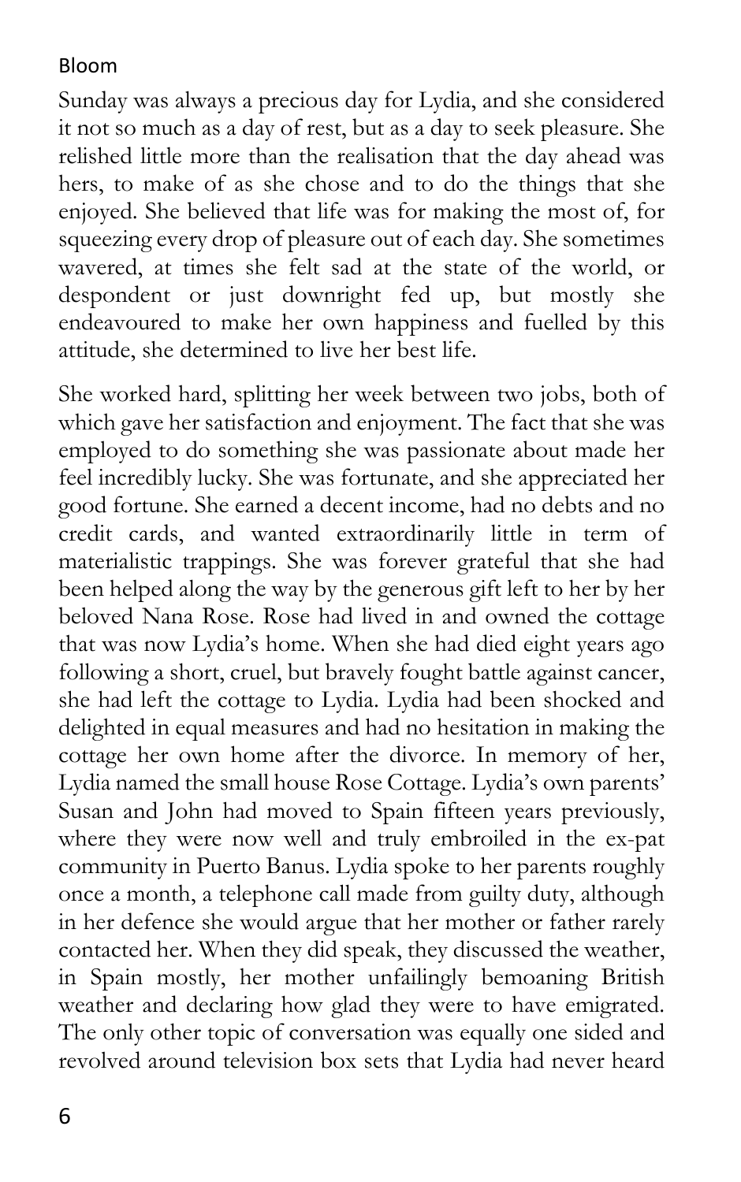Sunday was always a precious day for Lydia, and she considered it not so much as a day of rest, but as a day to seek pleasure. She relished little more than the realisation that the day ahead was hers, to make of as she chose and to do the things that she enjoyed. She believed that life was for making the most of, for squeezing every drop of pleasure out of each day. She sometimes wavered, at times she felt sad at the state of the world, or despondent or just downright fed up, but mostly she endeavoured to make her own happiness and fuelled by this attitude, she determined to live her best life.

She worked hard, splitting her week between two jobs, both of which gave her satisfaction and enjoyment. The fact that she was employed to do something she was passionate about made her feel incredibly lucky. She was fortunate, and she appreciated her good fortune. She earned a decent income, had no debts and no credit cards, and wanted extraordinarily little in term of materialistic trappings. She was forever grateful that she had been helped along the way by the generous gift left to her by her beloved Nana Rose. Rose had lived in and owned the cottage that was now Lydia's home. When she had died eight years ago following a short, cruel, but bravely fought battle against cancer, she had left the cottage to Lydia. Lydia had been shocked and delighted in equal measures and had no hesitation in making the cottage her own home after the divorce. In memory of her, Lydia named the small house Rose Cottage. Lydia's own parents' Susan and John had moved to Spain fifteen years previously, where they were now well and truly embroiled in the ex-pat community in Puerto Banus. Lydia spoke to her parents roughly once a month, a telephone call made from guilty duty, although in her defence she would argue that her mother or father rarely contacted her. When they did speak, they discussed the weather, in Spain mostly, her mother unfailingly bemoaning British weather and declaring how glad they were to have emigrated. The only other topic of conversation was equally one sided and revolved around television box sets that Lydia had never heard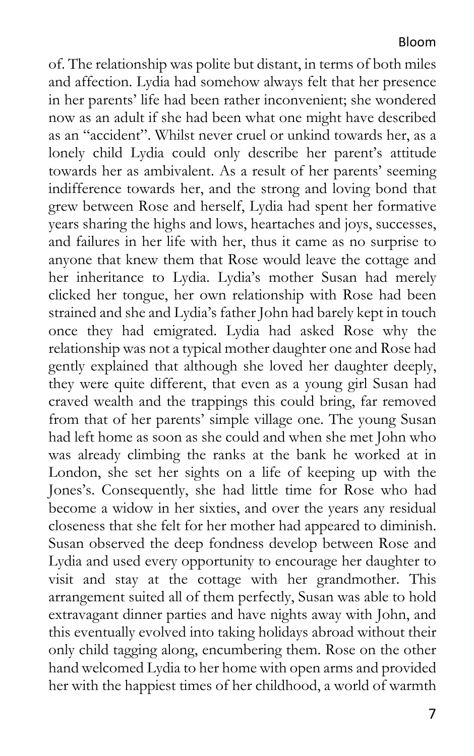of. The relationship was polite but distant, in terms of both miles and affection. Lydia had somehow always felt that her presence in her parents' life had been rather inconvenient; she wondered now as an adult if she had been what one might have described as an "accident". Whilst never cruel or unkind towards her, as a lonely child Lydia could only describe her parent's attitude towards her as ambivalent. As a result of her parents' seeming indifference towards her, and the strong and loving bond that grew between Rose and herself, Lydia had spent her formative years sharing the highs and lows, heartaches and joys, successes, and failures in her life with her, thus it came as no surprise to anyone that knew them that Rose would leave the cottage and her inheritance to Lydia. Lydia's mother Susan had merely clicked her tongue, her own relationship with Rose had been strained and she and Lydia's father John had barely kept in touch once they had emigrated. Lydia had asked Rose why the relationship was not a typical mother daughter one and Rose had gently explained that although she loved her daughter deeply, they were quite different, that even as a young girl Susan had craved wealth and the trappings this could bring, far removed from that of her parents' simple village one. The young Susan had left home as soon as she could and when she met John who was already climbing the ranks at the bank he worked at in London, she set her sights on a life of keeping up with the Jones's. Consequently, she had little time for Rose who had become a widow in her sixties, and over the years any residual closeness that she felt for her mother had appeared to diminish. Susan observed the deep fondness develop between Rose and Lydia and used every opportunity to encourage her daughter to visit and stay at the cottage with her grandmother. This arrangement suited all of them perfectly, Susan was able to hold extravagant dinner parties and have nights away with John, and this eventually evolved into taking holidays abroad without their only child tagging along, encumbering them. Rose on the other hand welcomed Lydia to her home with open arms and provided her with the happiest times of her childhood, a world of warmth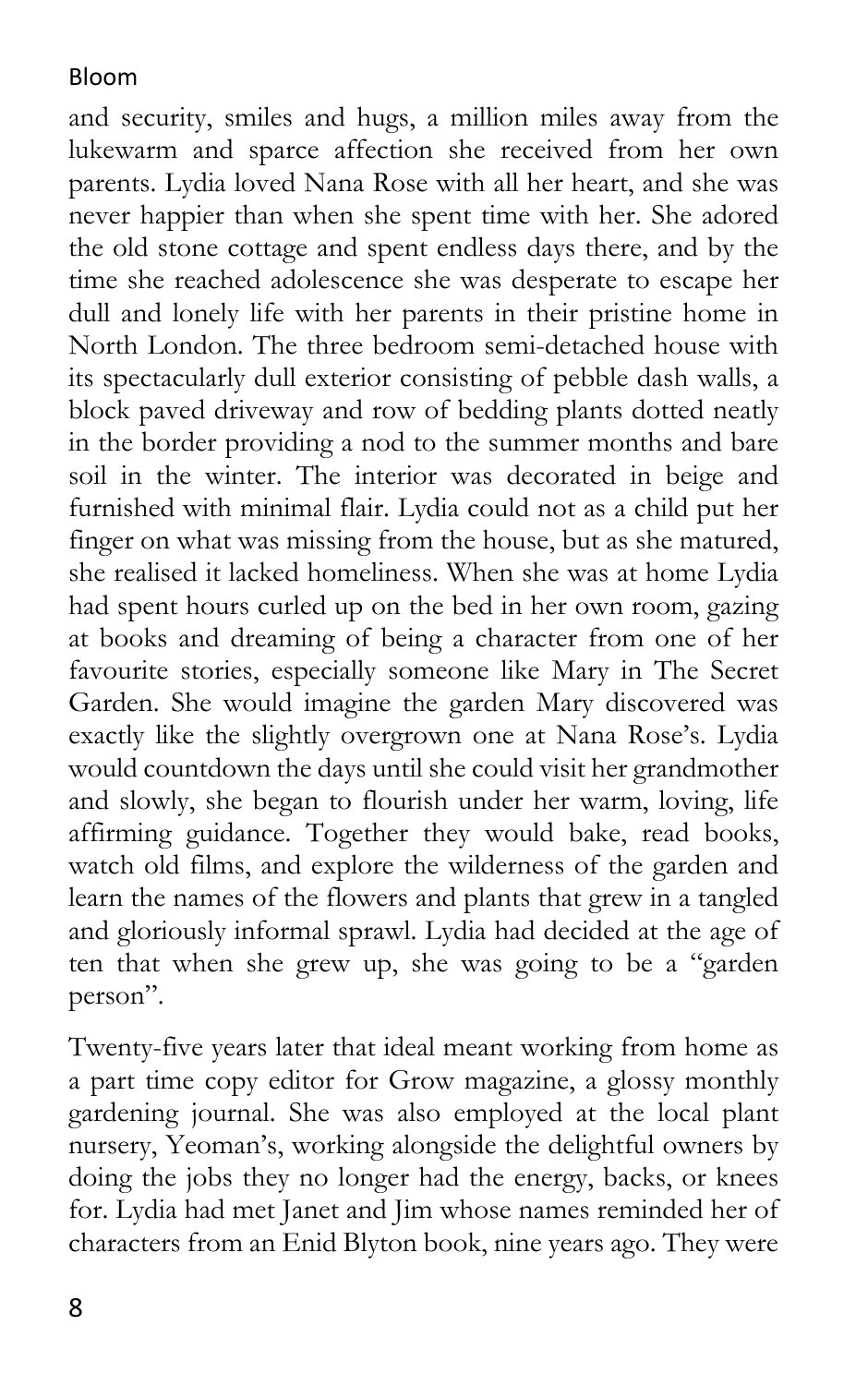and security, smiles and hugs, a million miles away from the lukewarm and sparce affection she received from her own parents. Lydia loved Nana Rose with all her heart, and she was never happier than when she spent time with her. She adored the old stone cottage and spent endless days there, and by the time she reached adolescence she was desperate to escape her dull and lonely life with her parents in their pristine home in North London. The three bedroom semi-detached house with its spectacularly dull exterior consisting of pebble dash walls, a block paved driveway and row of bedding plants dotted neatly in the border providing a nod to the summer months and bare soil in the winter. The interior was decorated in beige and furnished with minimal flair. Lydia could not as a child put her finger on what was missing from the house, but as she matured, she realised it lacked homeliness. When she was at home Lydia had spent hours curled up on the bed in her own room, gazing at books and dreaming of being a character from one of her favourite stories, especially someone like Mary in The Secret Garden. She would imagine the garden Mary discovered was exactly like the slightly overgrown one at Nana Rose's. Lydia would countdown the days until she could visit her grandmother and slowly, she began to flourish under her warm, loving, life affirming guidance. Together they would bake, read books, watch old films, and explore the wilderness of the garden and learn the names of the flowers and plants that grew in a tangled and gloriously informal sprawl. Lydia had decided at the age of ten that when she grew up, she was going to be a "garden person".

Twenty-five years later that ideal meant working from home as a part time copy editor for Grow magazine, a glossy monthly gardening journal. She was also employed at the local plant nursery, Yeoman's, working alongside the delightful owners by doing the jobs they no longer had the energy, backs, or knees for. Lydia had met Janet and Jim whose names reminded her of characters from an Enid Blyton book, nine years ago. They were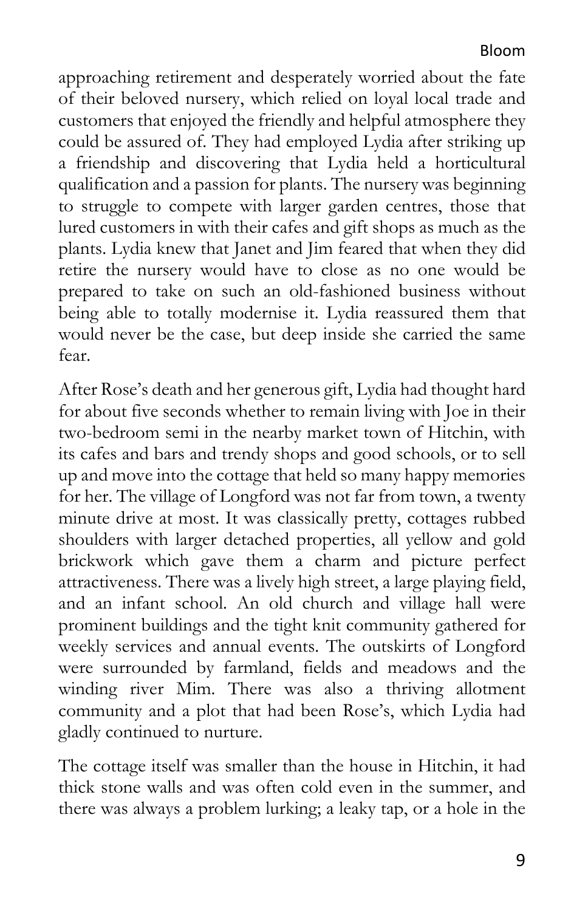approaching retirement and desperately worried about the fate of their beloved nursery, which relied on loyal local trade and customers that enjoyed the friendly and helpful atmosphere they could be assured of. They had employed Lydia after striking up a friendship and discovering that Lydia held a horticultural qualification and a passion for plants. The nursery was beginning to struggle to compete with larger garden centres, those that lured customers in with their cafes and gift shops as much as the plants. Lydia knew that Janet and Jim feared that when they did retire the nursery would have to close as no one would be prepared to take on such an old-fashioned business without being able to totally modernise it. Lydia reassured them that would never be the case, but deep inside she carried the same fear.

After Rose's death and her generous gift, Lydia had thought hard for about five seconds whether to remain living with Joe in their two-bedroom semi in the nearby market town of Hitchin, with its cafes and bars and trendy shops and good schools, or to sell up and move into the cottage that held so many happy memories for her. The village of Longford was not far from town, a twenty minute drive at most. It was classically pretty, cottages rubbed shoulders with larger detached properties, all yellow and gold brickwork which gave them a charm and picture perfect attractiveness. There was a lively high street, a large playing field, and an infant school. An old church and village hall were prominent buildings and the tight knit community gathered for weekly services and annual events. The outskirts of Longford were surrounded by farmland, fields and meadows and the winding river Mim. There was also a thriving allotment community and a plot that had been Rose's, which Lydia had gladly continued to nurture.

The cottage itself was smaller than the house in Hitchin, it had thick stone walls and was often cold even in the summer, and there was always a problem lurking; a leaky tap, or a hole in the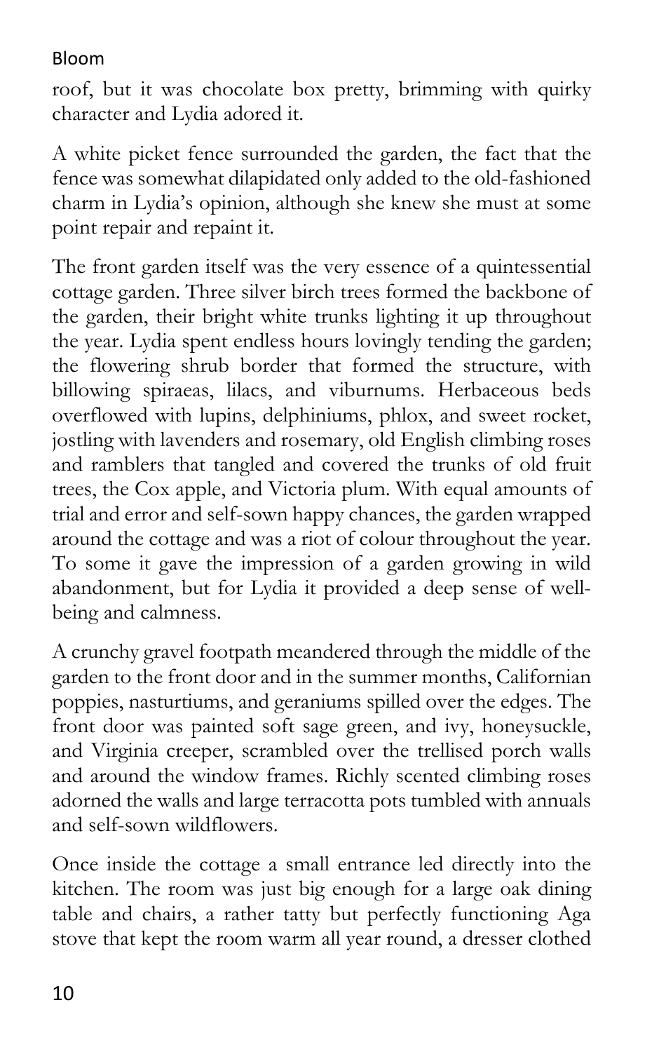roof, but it was chocolate box pretty, brimming with quirky character and Lydia adored it.

A white picket fence surrounded the garden, the fact that the fence was somewhat dilapidated only added to the old-fashioned charm in Lydia's opinion, although she knew she must at some point repair and repaint it.

The front garden itself was the very essence of a quintessential cottage garden. Three silver birch trees formed the backbone of the garden, their bright white trunks lighting it up throughout the year. Lydia spent endless hours lovingly tending the garden; the flowering shrub border that formed the structure, with billowing spiraeas, lilacs, and viburnums. Herbaceous beds overflowed with lupins, delphiniums, phlox, and sweet rocket, jostling with lavenders and rosemary, old English climbing roses and ramblers that tangled and covered the trunks of old fruit trees, the Cox apple, and Victoria plum. With equal amounts of trial and error and self-sown happy chances, the garden wrapped around the cottage and was a riot of colour throughout the year. To some it gave the impression of a garden growing in wild abandonment, but for Lydia it provided a deep sense of well-being and calmness.

A crunchy gravel footpath meandered through the middle of the garden to the front door and in the summer months, Californian poppies, nasturtiums, and geraniums spilled over the edges. The front door was painted soft sage green, and ivy, honeysuckle, and Virginia creeper, scrambled over the trellised porch walls and around the window frames. Richly scented climbing roses adorned the walls and large terracotta pots tumbled with annuals and self-sown wildflowers.

Once inside the cottage a small entrance led directly into the kitchen. The room was just big enough for a large oak dining table and chairs, a rather tatty but perfectly functioning Aga stove that kept the room warm all year round, a dresser clothed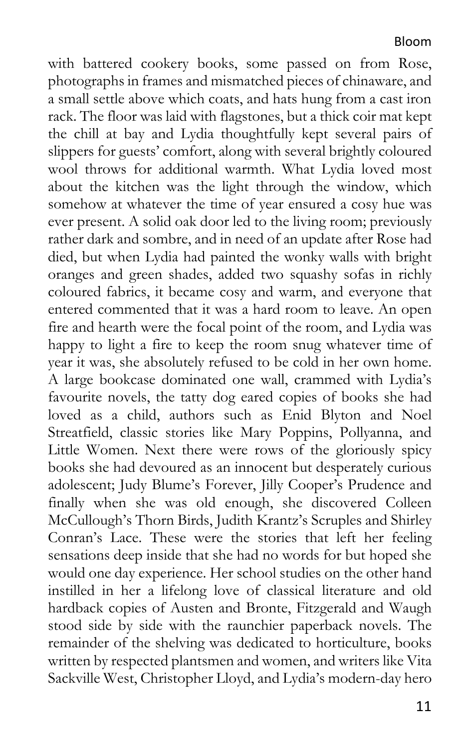with battered cookery books, some passed on from Rose, photographs in frames and mismatched pieces of chinaware, and a small settle above which coats, and hats hung from a cast iron rack. The floor was laid with flagstones, but a thick coir mat kept the chill at bay and Lydia thoughtfully kept several pairs of slippers for guests' comfort, along with several brightly coloured wool throws for additional warmth. What Lydia loved most about the kitchen was the light through the window, which somehow at whatever the time of year ensured a cosy hue was ever present. A solid oak door led to the living room; previously rather dark and sombre, and in need of an update after Rose had died, but when Lydia had painted the wonky walls with bright oranges and green shades, added two squashy sofas in richly coloured fabrics, it became cosy and warm, and everyone that entered commented that it was a hard room to leave. An open fire and hearth were the focal point of the room, and Lydia was happy to light a fire to keep the room snug whatever time of year it was, she absolutely refused to be cold in her own home. A large bookcase dominated one wall, crammed with Lydia's favourite novels, the tatty dog eared copies of books she had loved as a child, authors such as Enid Blyton and Noel Streatfield, classic stories like Mary Poppins, Pollyanna, and Little Women. Next there were rows of the gloriously spicy books she had devoured as an innocent but desperately curious adolescent; Judy Blume's Forever, Jilly Cooper's Prudence and finally when she was old enough, she discovered Colleen McCullough's Thorn Birds, Judith Krantz's Scruples and Shirley Conran's Lace. These were the stories that left her feeling sensations deep inside that she had no words for but hoped she would one day experience. Her school studies on the other hand instilled in her a lifelong love of classical literature and old hardback copies of Austen and Bronte, Fitzgerald and Waugh stood side by side with the raunchier paperback novels. The remainder of the shelving was dedicated to horticulture, books written by respected plantsmen and women, and writers like Vita Sackville West, Christopher Lloyd, and Lydia's modern-day hero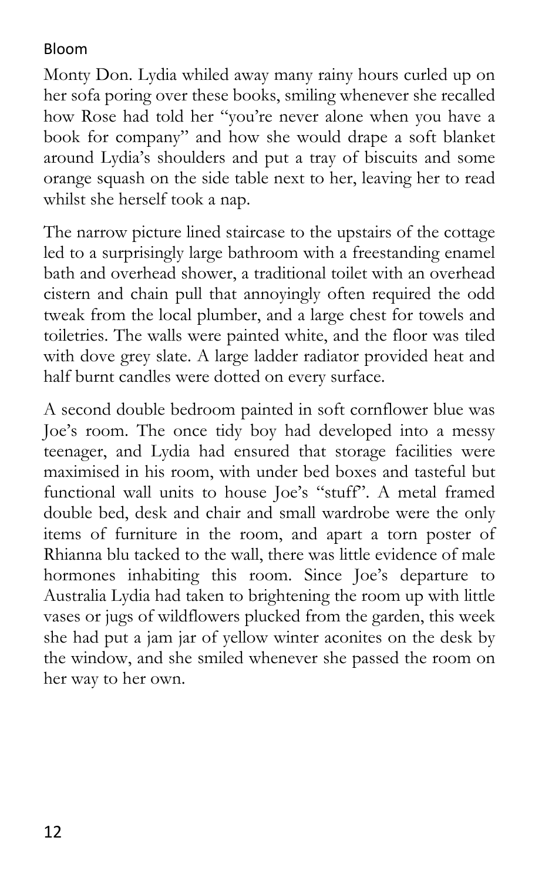Monty Don. Lydia whiled away many rainy hours curled up on her sofa poring over these books, smiling whenever she recalled how Rose had told her "you're never alone when you have a book for company" and how she would drape a soft blanket around Lydia's shoulders and put a tray of biscuits and some orange squash on the side table next to her, leaving her to read whilst she herself took a nap.

The narrow picture lined staircase to the upstairs of the cottage led to a surprisingly large bathroom with a freestanding enamel bath and overhead shower, a traditional toilet with an overhead cistern and chain pull that annoyingly often required the odd tweak from the local plumber, and a large chest for towels and toiletries. The walls were painted white, and the floor was tiled with dove grey slate. A large ladder radiator provided heat and half burnt candles were dotted on every surface.

A second double bedroom painted in soft cornflower blue was Joe's room. The once tidy boy had developed into a messy teenager, and Lydia had ensured that storage facilities were maximised in his room, with under bed boxes and tasteful but functional wall units to house Joe's "stuff". A metal framed double bed, desk and chair and small wardrobe were the only items of furniture in the room, and apart a torn poster of Rhianna blu tacked to the wall, there was little evidence of male hormones inhabiting this room. Since Joe's departure to Australia Lydia had taken to brightening the room up with little vases or jugs of wildflowers plucked from the garden, this week she had put a jam jar of yellow winter aconites on the desk by the window, and she smiled whenever she passed the room on her way to her own.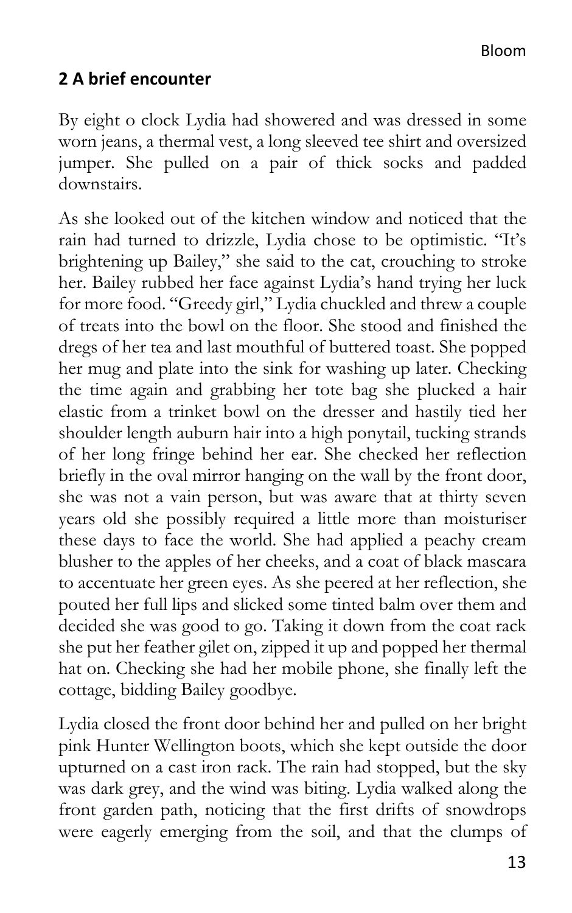## 2 A brief encounter

By eight o clock Lydia had showered and was dressed in some worn jeans, a thermal vest, a long sleeved tee shirt and oversized jumper. She pulled on a pair of thick socks and padded downstairs.

As she looked out of the kitchen window and noticed that the rain had turned to drizzle, Lydia chose to be optimistic. "It's brightening up Bailey," she said to the cat, crouching to stroke her. Bailey rubbed her face against Lydia's hand trying her luck for more food. "Greedy girl," Lydia chuckled and threw a couple of treats into the bowl on the floor. She stood and finished the dregs of her tea and last mouthful of buttered toast. She popped her mug and plate into the sink for washing up later. Checking the time again and grabbing her tote bag she plucked a hair elastic from a trinket bowl on the dresser and hastily tied her shoulder length auburn hair into a high ponytail, tucking strands of her long fringe behind her ear. She checked her reflection briefly in the oval mirror hanging on the wall by the front door, she was not a vain person, but was aware that at thirty seven years old she possibly required a little more than moisturiser these days to face the world. She had applied a peachy cream blusher to the apples of her cheeks, and a coat of black mascara to accentuate her green eyes. As she peered at her reflection, she pouted her full lips and slicked some tinted balm over them and decided she was good to go. Taking it down from the coat rack she put her feather gilet on, zipped it up and popped her thermal hat on. Checking she had her mobile phone, she finally left the cottage, bidding Bailey goodbye.

Lydia closed the front door behind her and pulled on her bright pink Hunter Wellington boots, which she kept outside the door upturned on a cast iron rack. The rain had stopped, but the sky was dark grey, and the wind was biting. Lydia walked along the front garden path, noticing that the first drifts of snowdrops were eagerly emerging from the soil, and that the clumps of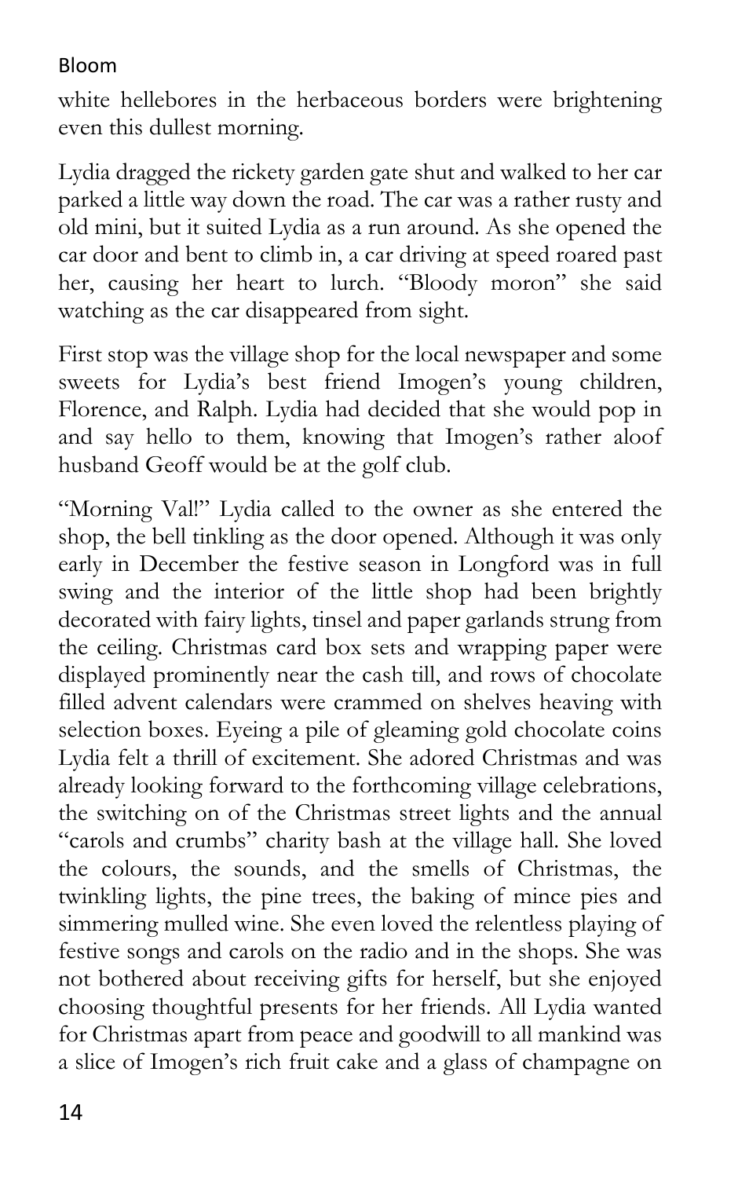white hellebores in the herbaceous borders were brightening even this dullest morning.

Lydia dragged the rickety garden gate shut and walked to her car parked a little way down the road. The car was a rather rusty and old mini, but it suited Lydia as a run around. As she opened the car door and bent to climb in, a car driving at speed roared past her, causing her heart to lurch. "Bloody moron" she said watching as the car disappeared from sight.

First stop was the village shop for the local newspaper and some sweets for Lydia's best friend Imogen's young children, Florence, and Ralph. Lydia had decided that she would pop in and say hello to them, knowing that Imogen's rather aloof husband Geoff would be at the golf club.

"Morning Val!" Lydia called to the owner as she entered the shop, the bell tinkling as the door opened. Although it was only early in December the festive season in Longford was in full swing and the interior of the little shop had been brightly decorated with fairy lights, tinsel and paper garlands strung from the ceiling. Christmas card box sets and wrapping paper were displayed prominently near the cash till, and rows of chocolate filled advent calendars were crammed on shelves heaving with selection boxes. Eyeing a pile of gleaming gold chocolate coins Lydia felt a thrill of excitement. She adored Christmas and was already looking forward to the forthcoming village celebrations, the switching on of the Christmas street lights and the annual "carols and crumbs" charity bash at the village hall. She loved the colours, the sounds, and the smells of Christmas, the twinkling lights, the pine trees, the baking of mince pies and simmering mulled wine. She even loved the relentless playing of festive songs and carols on the radio and in the shops. She was not bothered about receiving gifts for herself, but she enjoyed choosing thoughtful presents for her friends. All Lydia wanted for Christmas apart from peace and goodwill to all mankind was a slice of Imogen's rich fruit cake and a glass of champagne on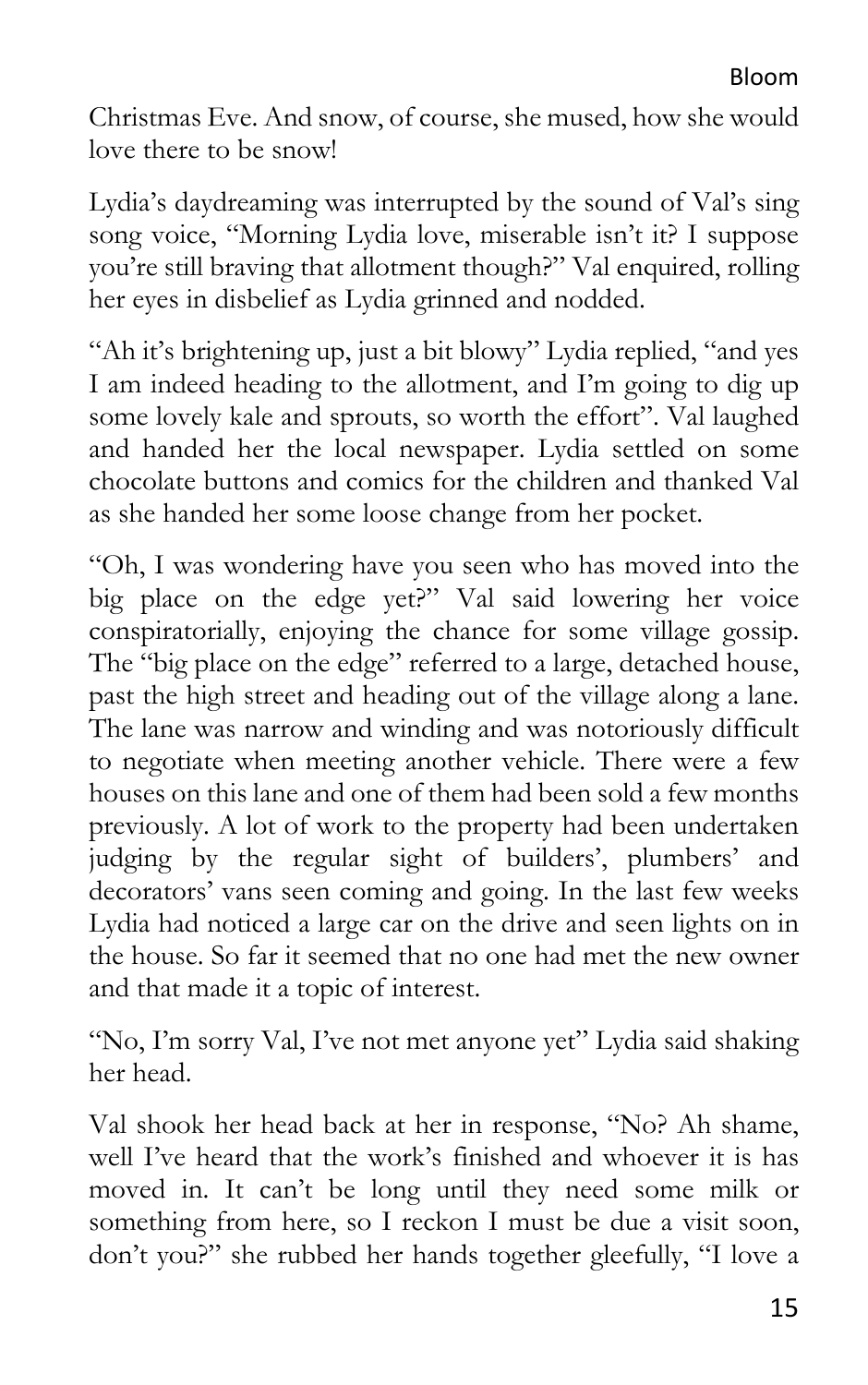Christmas Eve. And snow, of course, she mused, how she would love there to be snow!

Lydia's daydreaming was interrupted by the sound of Val's sing song voice, "Morning Lydia love, miserable isn't it? I suppose you're still braving that allotment though?" Val enquired, rolling her eyes in disbelief as Lydia grinned and nodded.

"Ah it's brightening up, just a bit blowy" Lydia replied, "and yes I am indeed heading to the allotment, and I'm going to dig up some lovely kale and sprouts, so worth the effort". Val laughed and handed her the local newspaper. Lydia settled on some chocolate buttons and comics for the children and thanked Val as she handed her some loose change from her pocket.

"Oh, I was wondering have you seen who has moved into the big place on the edge yet?" Val said lowering her voice conspiratorially, enjoying the chance for some village gossip. The "big place on the edge" referred to a large, detached house, past the high street and heading out of the village along a lane. The lane was narrow and winding and was notoriously difficult to negotiate when meeting another vehicle. There were a few houses on this lane and one of them had been sold a few months previously. A lot of work to the property had been undertaken judging by the regular sight of builders', plumbers' and decorators' vans seen coming and going. In the last few weeks Lydia had noticed a large car on the drive and seen lights on in the house. So far it seemed that no one had met the new owner and that made it a topic of interest.

"No, I'm sorry Val, I've not met anyone yet" Lydia said shaking her head.

Val shook her head back at her in response, "No? Ah shame, well I've heard that the work's finished and whoever it is has moved in. It can't be long until they need some milk or something from here, so I reckon I must be due a visit soon, don't you?" she rubbed her hands together gleefully, "I love a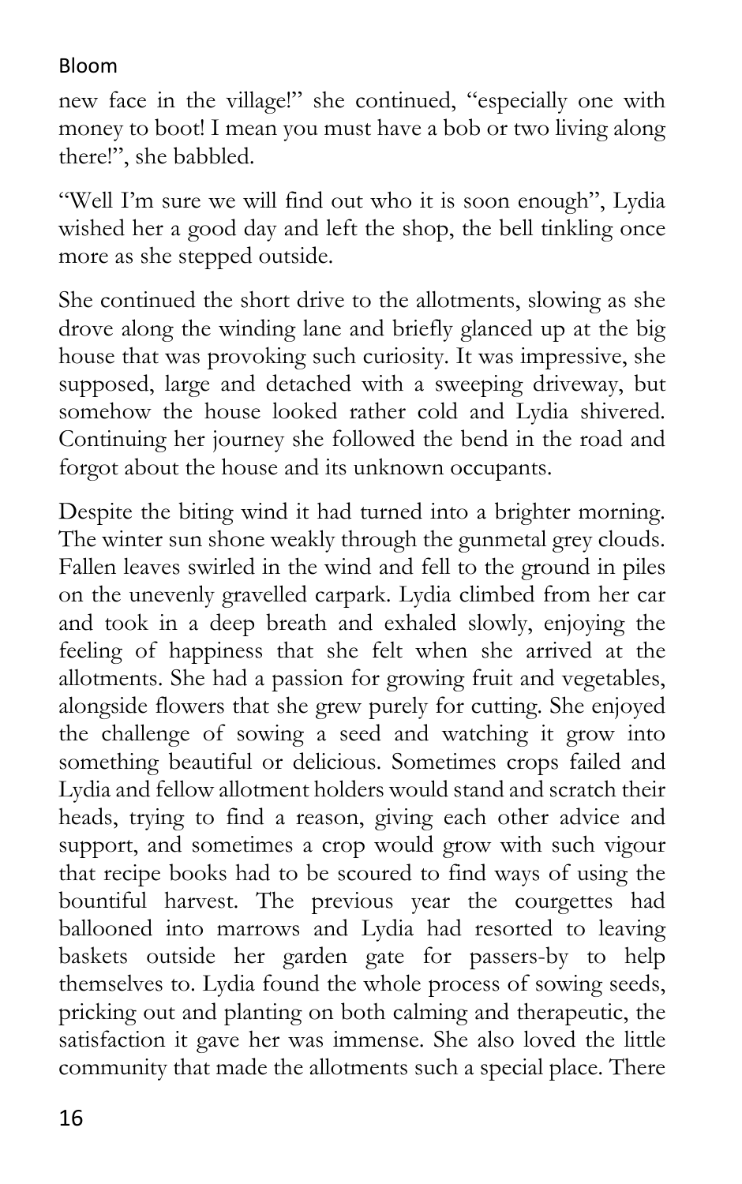new face in the village!" she continued, "especially one with money to boot! I mean you must have a bob or two living along there!", she babbled.

"Well I'm sure we will find out who it is soon enough", Lydia wished her a good day and left the shop, the bell tinkling once more as she stepped outside.

She continued the short drive to the allotments, slowing as she drove along the winding lane and briefly glanced up at the big house that was provoking such curiosity. It was impressive, she supposed, large and detached with a sweeping driveway, but somehow the house looked rather cold and Lydia shivered. Continuing her journey she followed the bend in the road and forgot about the house and its unknown occupants.

Despite the biting wind it had turned into a brighter morning. The winter sun shone weakly through the gunmetal grey clouds. Fallen leaves swirled in the wind and fell to the ground in piles on the unevenly gravelled carpark. Lydia climbed from her car and took in a deep breath and exhaled slowly, enjoying the feeling of happiness that she felt when she arrived at the allotments. She had a passion for growing fruit and vegetables, alongside flowers that she grew purely for cutting. She enjoyed the challenge of sowing a seed and watching it grow into something beautiful or delicious. Sometimes crops failed and Lydia and fellow allotment holders would stand and scratch their heads, trying to find a reason, giving each other advice and support, and sometimes a crop would grow with such vigour that recipe books had to be scoured to find ways of using the bountiful harvest. The previous year the courgettes had ballooned into marrows and Lydia had resorted to leaving baskets outside her garden gate for passers-by to help themselves to. Lydia found the whole process of sowing seeds, pricking out and planting on both calming and therapeutic, the satisfaction it gave her was immense. She also loved the little community that made the allotments such a special place. There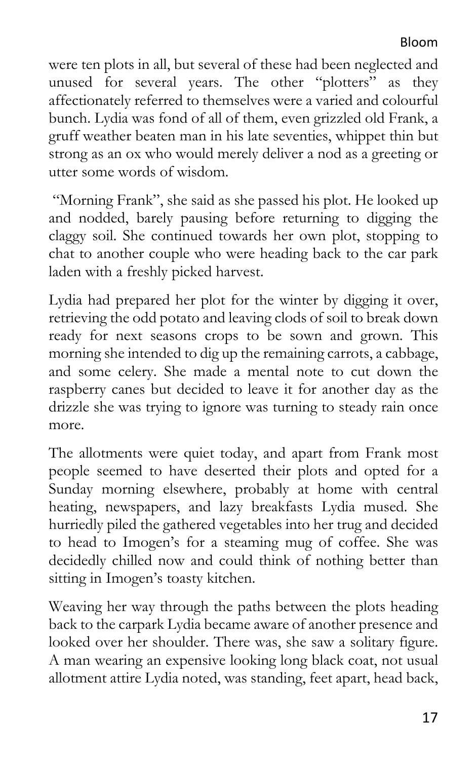were ten plots in all, but several of these had been neglected and unused for several years. The other "plotters" as they affectionately referred to themselves were a varied and colourful bunch. Lydia was fond of all of them, even grizzled old Frank, a gruff weather beaten man in his late seventies, whippet thin but strong as an ox who would merely deliver a nod as a greeting or utter some words of wisdom.

"Morning Frank", she said as she passed his plot. He looked up and nodded, barely pausing before returning to digging the claggy soil. She continued towards her own plot, stopping to chat to another couple who were heading back to the car park laden with a freshly picked harvest.

Lydia had prepared her plot for the winter by digging it over, retrieving the odd potato and leaving clods of soil to break down ready for next seasons crops to be sown and grown. This morning she intended to dig up the remaining carrots, a cabbage, and some celery. She made a mental note to cut down the raspberry canes but decided to leave it for another day as the drizzle she was trying to ignore was turning to steady rain once more.

The allotments were quiet today, and apart from Frank most people seemed to have deserted their plots and opted for a Sunday morning elsewhere, probably at home with central heating, newspapers, and lazy breakfasts Lydia mused. She hurriedly piled the gathered vegetables into her trug and decided to head to Imogen's for a steaming mug of coffee. She was decidedly chilled now and could think of nothing better than sitting in Imogen's toasty kitchen.

Weaving her way through the paths between the plots heading back to the carpark Lydia became aware of another presence and looked over her shoulder. There was, she saw a solitary figure. A man wearing an expensive looking long black coat, not usual allotment attire Lydia noted, was standing, feet apart, head back,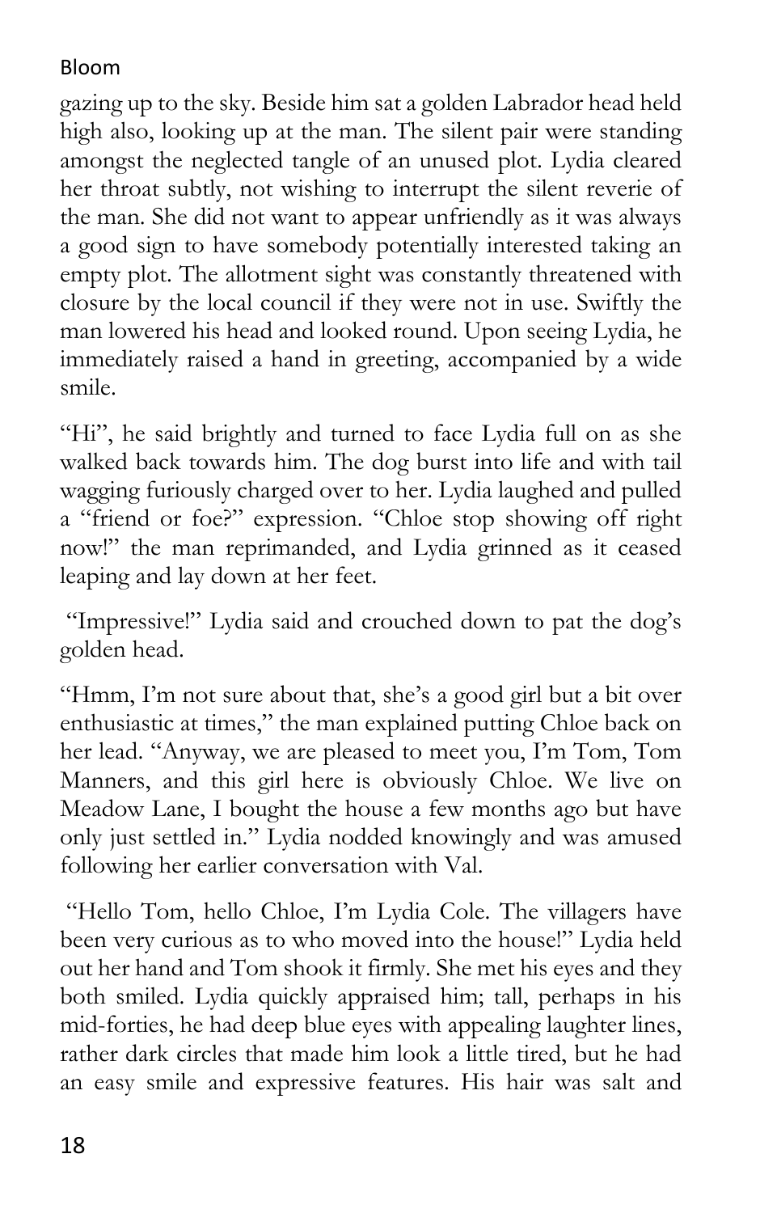gazing up to the sky. Beside him sat a golden Labrador head held high also, looking up at the man. The silent pair were standing amongst the neglected tangle of an unused plot. Lydia cleared her throat subtly, not wishing to interrupt the silent reverie of the man. She did not want to appear unfriendly as it was always a good sign to have somebody potentially interested taking an empty plot. The allotment sight was constantly threatened with closure by the local council if they were not in use. Swiftly the man lowered his head and looked round. Upon seeing Lydia, he immediately raised a hand in greeting, accompanied by a wide smile.

"Hi", he said brightly and turned to face Lydia full on as she walked back towards him. The dog burst into life and with tail wagging furiously charged over to her. Lydia laughed and pulled a "friend or foe?" expression. "Chloe stop showing off right now!" the man reprimanded, and Lydia grinned as it ceased leaping and lay down at her feet.

"Impressive!" Lydia said and crouched down to pat the dog's golden head.

"Hmm, I'm not sure about that, she's a good girl but a bit over enthusiastic at times," the man explained putting Chloe back on her lead. "Anyway, we are pleased to meet you, I'm Tom, Tom Manners, and this girl here is obviously Chloe. We live on Meadow Lane, I bought the house a few months ago but have only just settled in." Lydia nodded knowingly and was amused following her earlier conversation with Val.

"Hello Tom, hello Chloe, I'm Lydia Cole. The villagers have been very curious as to who moved into the house!" Lydia held out her hand and Tom shook it firmly. She met his eyes and they both smiled. Lydia quickly appraised him; tall, perhaps in his mid-forties, he had deep blue eyes with appealing laughter lines, rather dark circles that made him look a little tired, but he had an easy smile and expressive features. His hair was salt and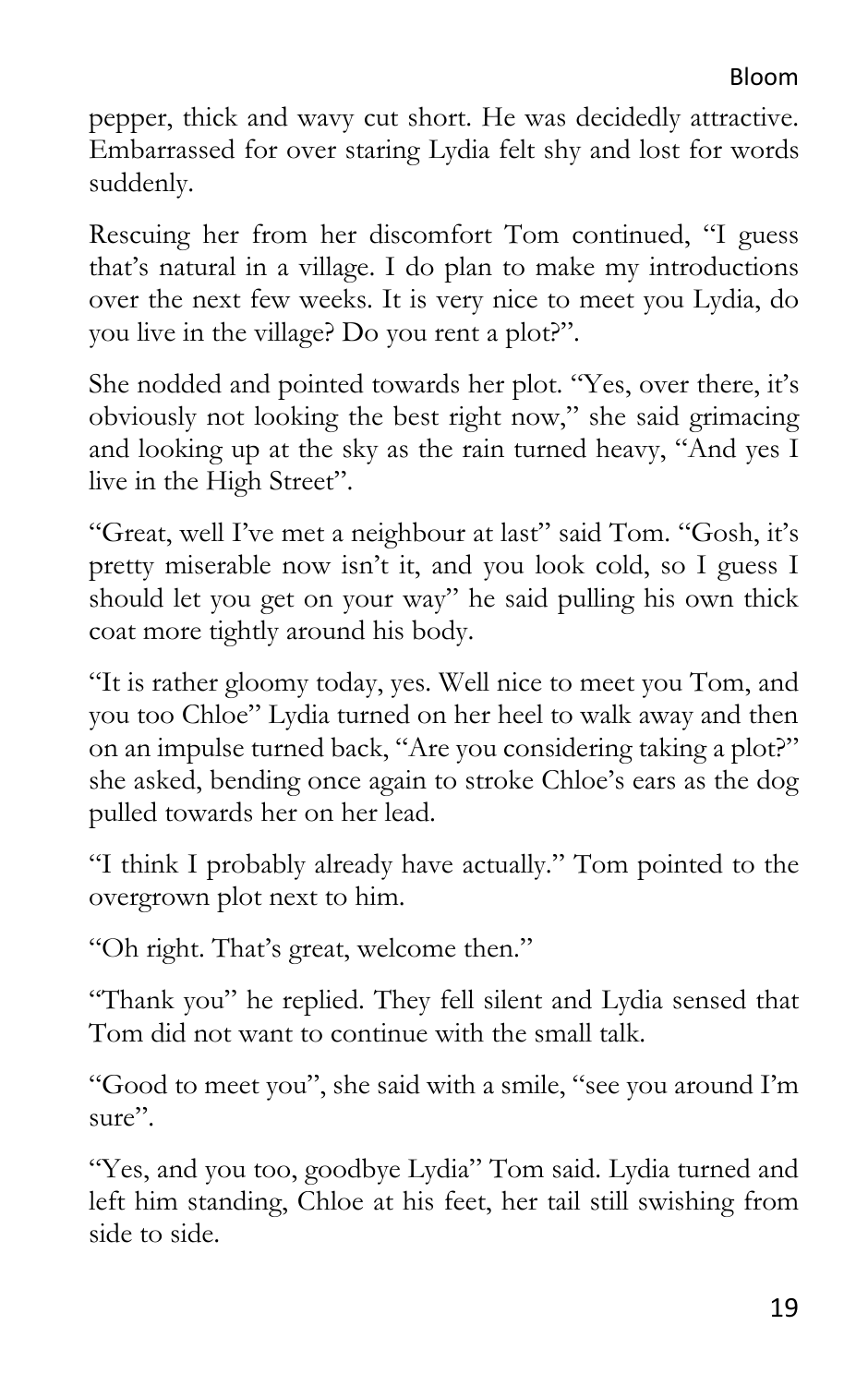pepper, thick and wavy cut short. He was decidedly attractive. Embarrassed for over staring Lydia felt shy and lost for words suddenly.

Rescuing her from her discomfort Tom continued, "I guess that's natural in a village. I do plan to make my introductions over the next few weeks. It is very nice to meet you Lydia, do you live in the village? Do you rent a plot?".

She nodded and pointed towards her plot. "Yes, over there, it's obviously not looking the best right now," she said grimacing and looking up at the sky as the rain turned heavy, "And yes I live in the High Street".

"Great, well I've met a neighbour at last" said Tom. "Gosh, it's pretty miserable now isn't it, and you look cold, so I guess I should let you get on your way" he said pulling his own thick coat more tightly around his body.

"It is rather gloomy today, yes. Well nice to meet you Tom, and you too Chloe" Lydia turned on her heel to walk away and then on an impulse turned back, "Are you considering taking a plot?" she asked, bending once again to stroke Chloe's ears as the dog pulled towards her on her lead.

"I think I probably already have actually." Tom pointed to the overgrown plot next to him.

"Oh right. That's great, welcome then."

"Thank you" he replied. They fell silent and Lydia sensed that Tom did not want to continue with the small talk.

"Good to meet you", she said with a smile, "see you around I'm sure".

"Yes, and you too, goodbye Lydia" Tom said. Lydia turned and left him standing, Chloe at his feet, her tail still swishing from side to side.